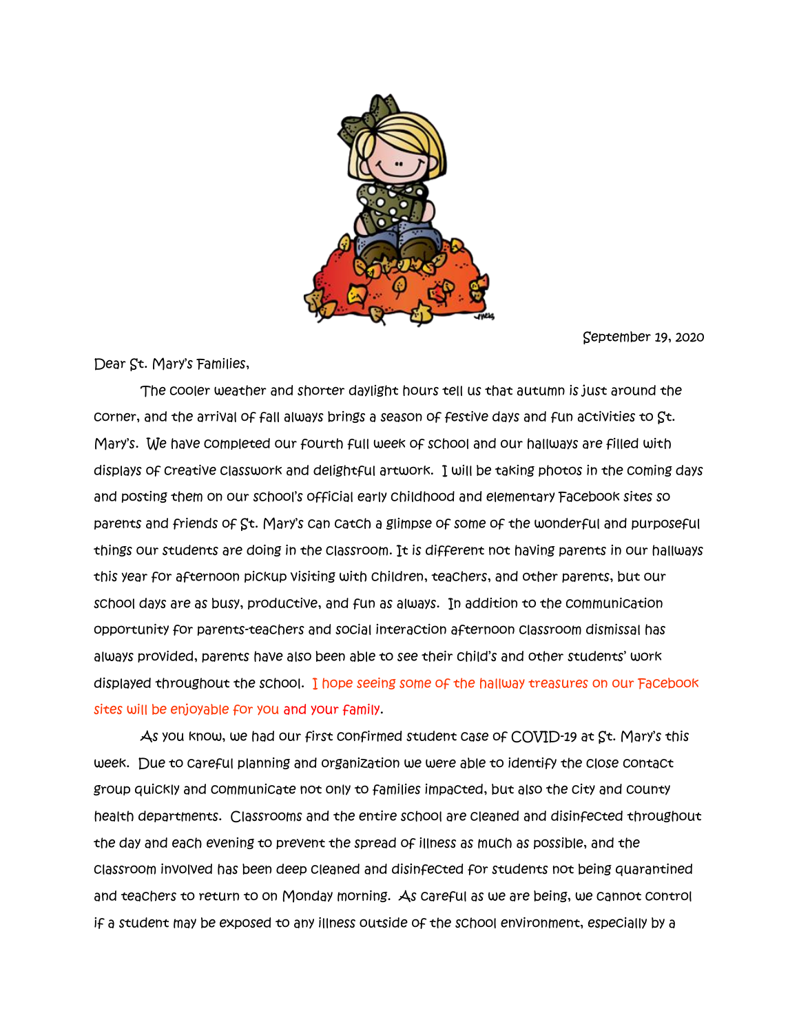September 19, 2020

Dear St. Mary's Families,

The cooler weather and shorter daylight hours tell us that autumn is just around the corner, and the arrival of fall always brings a season of festive days and fun activities to St. Mary's. We have completed our fourth full week of school and our hallways are filled with displays of creative classwork and delightful artwork. I will be taking photos in the coming days and posting them on our school's official early childhood and elementary Facebook sites so parents and friends of St. Mary's can catch a glimpse of some of the wonderful and purposeful things our students are doing in the classroom. It is different not having parents in our hallways this year for afternoon pickup visiting with children, teachers, and other parents, but our school days are as busy, productive, and fun as always. In addition to the communication opportunity for parents-teachers and social interaction afternoon classroom dismissal has always provided, parents have also been able to see their child's and other students' work displayed throughout the school. I hope seeing some of the hallway treasures on our Facebook sites will be enjoyable for you and your family.

As you know, we had our first confirmed student case of COVID-19 at St. Mary's this week. Due to careful planning and organization we were able to identify the close contact group quickly and communicate not only to families impacted, but also the city and county health departments. Classrooms and the entire school are cleaned and disinfected throughout the day and each evening to prevent the spread of illness as much as possible, and the classroom involved has been deep cleaned and disinfected for students not being quarantined and teachers to return to on Monday morning. As careful as we are being, we cannot control if a student may be exposed to any illness outside of the school environment, especially by a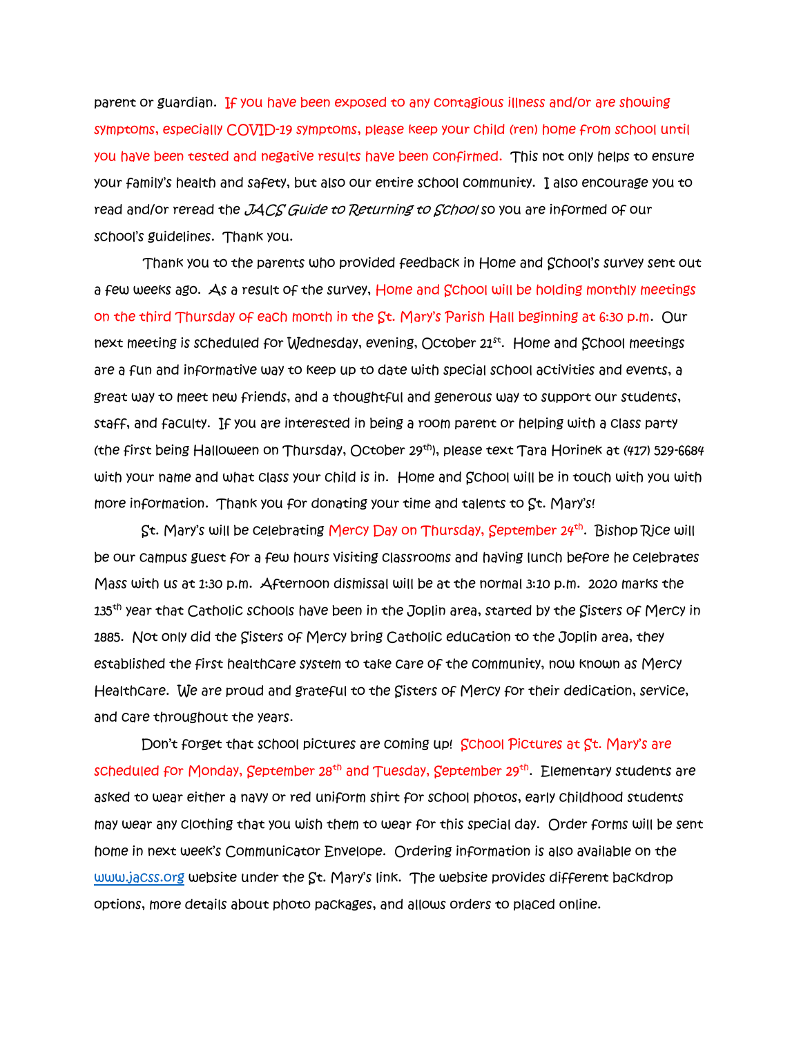parent or guardian. If you have been exposed to any contagious illness and/or are showing symptoms, especially COVID-19 symptoms, please keep your child (ren) home from school until you have been tested and negative results have been confirmed. This not only helps to ensure your family's health and safety, but also our entire school community. I also encourage you to read and/or reread the *JACS Guide to Returning to School* so you are informed of our school's guidelines. Thank you.

Thank you to the parents who provided feedback in Home and School's survey sent out a few weeks ago. As a result of the survey, Home and School will be holding monthly meetings on the third Thursday of each month in the St. Mary's Parish Hall beginning at 6:30 p.m. Our next meeting is scheduled for Wednesday, evening, October 21st. Home and School meetings are a fun and informative way to keep up to date with special school activities and events, a great way to meet new friends, and a thoughtful and generous way to support our students, staff, and faculty. If you are interested in being a room parent or helping with a class party (the first being Halloween on Thursday, October 29th), please text Tara Horinek at (417) 529-6684 with your name and what class your child is in. Home and School will be in touch with you with more information. Thank you for donating your time and talents to St. Mary's!

St. Mary's will be celebrating Mercy Day on Thursday, September 24th. Bishop Rice will be our campus guest for a few hours visiting classrooms and having lunch before he celebrates Mass with us at 1:30 p.m. Afternoon dismissal will be at the normal 3:10 p.m. 2020 marks the 135th year that Catholic schools have been in the Joplin area, started by the Sisters of Mercy in 1885. Not only did the Sisters of Mercy bring Catholic education to the Joplin area, they established the first healthcare system to take care of the community, now known as Mercy Healthcare. We are proud and grateful to the Sisters of Mercy for their dedication, service, and care throughout the years.

Don't forget that school pictures are coming up! School Pictures at St. Mary's are scheduled for Monday, September 28th and Tuesday, September 29th. Elementary students are asked to wear either a navy or red uniform shirt for school photos, early childhood students may wear any clothing that you wish them to wear for this special day. Order forms will be sent home in next week's Communicator Envelope. Ordering information is also available on the [www.jacss.org](http://www.jacss.org) website under the St. Mary's link. The website provides different backdrop options, more details about photo packages, and allows orders to placed online.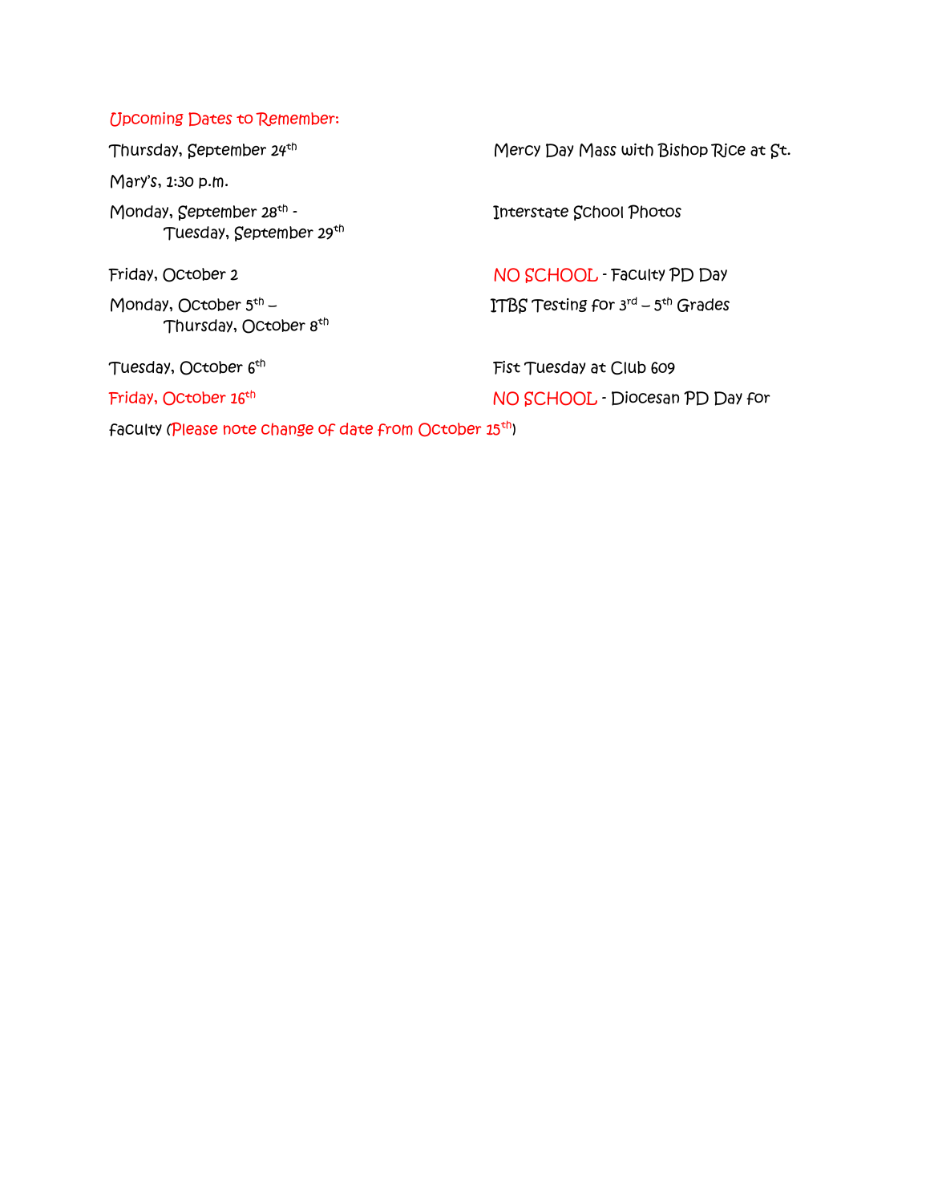Upcoming Dates to Remember:

Thursday, September 24th Mercy Day Mass with Bishop Rice at St. Mary's, 1:30 p.m.

Monday, September 28th - Tuesday, September 29th Interstate School Photos

Friday, October 2 NO SCHOOL - Faculty PD Day

Monday, October 5th – Thursday, October 8th ITBS Testing for 3rd – 5th Grades

Tuesday, October 6th Fist Tuesday at Club 609

Friday, October 16th NO SCHOOL - Diocesan PD Day for faculty (Please note change of date from October 15th)